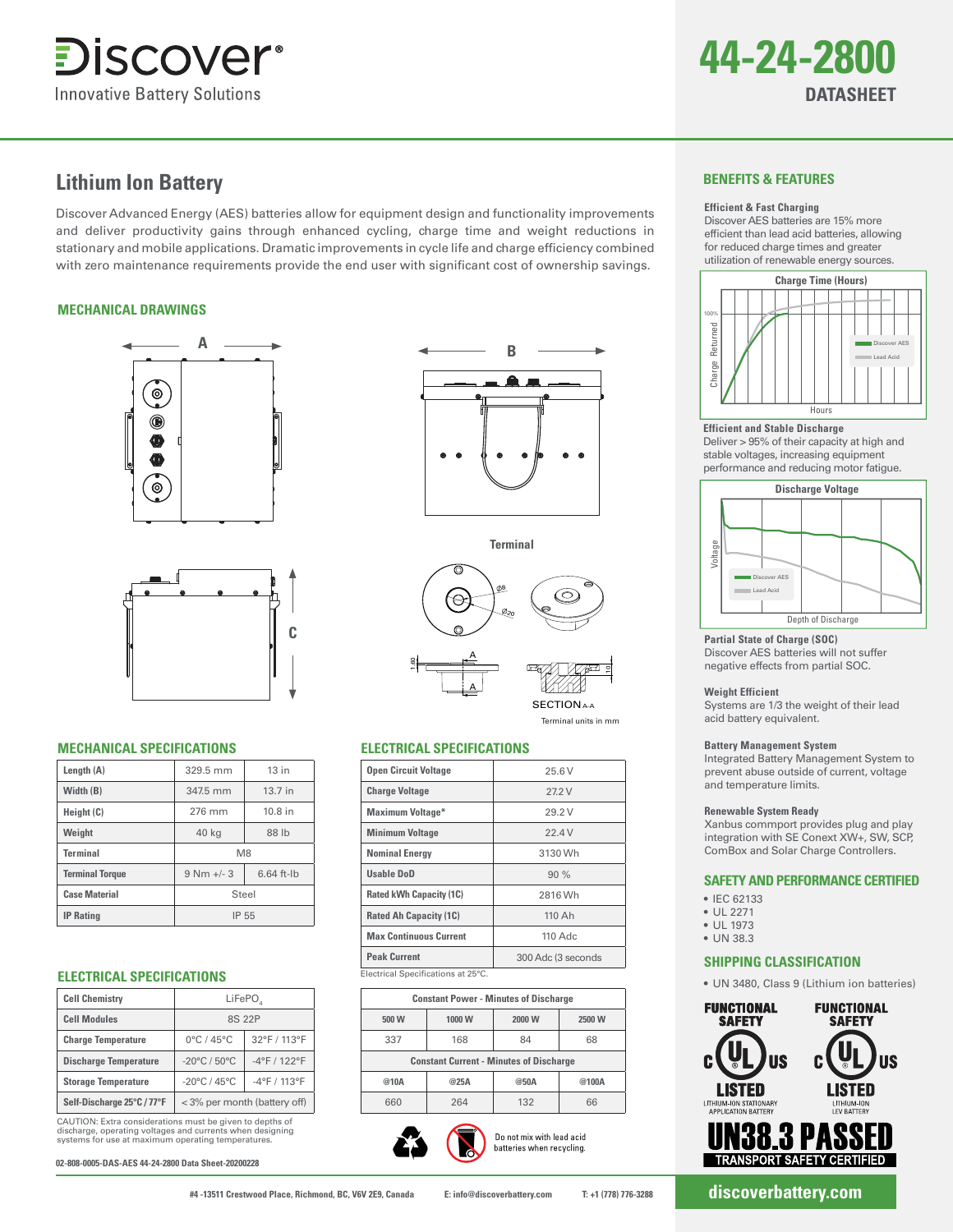# Discover® Innovative Battery Solutions

# 44-24-2800 DATASHEET

## Lithium Ion Battery

Discover Advanced Energy (AES) batteries allow for equipment design and functionality improvements and deliver productivity gains through enhanced cycling, charge time and weight reductions in stationary and mobile applications. Dramatic improvements in cycle life and charge efficiency combined with zero maintenance requirements provide the end user with significant cost of ownership savings.

### MECHANICAL DRAWINGS

A

B

C

Terminal

Ø8

Ø20

1.60

A

A

10

SECTION A-A

Terminal units in mm

### MECHANICAL SPECIFICATIONS

| Length (A) | 329.5 mm | 13 in |
|---|---|---|
| Width (B) | 347.5 mm | 13.7 in |
| Height (C) | 276 mm | 10.8 in |
| Weight | 40 kg | 88 lb |
| Terminal | M8 | |
| Terminal Torque | 9 Nm +/- 3 | 6.64 ft-lb |
| Case Material | Steel | |
| IP Rating | IP 55 | |

### ELECTRICAL SPECIFICATIONS

| Cell Chemistry | $LiFePO_4$ | |
|---|---|---|
| Cell Modules | 8S 22P | |
| Charge Temperature | 0°C / 45°C | 32°F / 113°F |
| Discharge Temperature | -20°C / 50°C | -4°F / 122°F |
| Storage Temperature | -20°C / 45°C | -4°F / 113°F |
| Self-Discharge 25°C / 77°F | < 3% per month (battery off) | |

CAUTION: Extra considerations must be given to depths of discharge, operating voltages and currents when designing systems for use at maximum operating temperatures.

02-808-0005-DAS-AES 44-24-2800 Data Sheet-20200228

### ELECTRICAL SPECIFICATIONS

| Open Circuit Voltage | 25.6 V |
|---|---|
| Charge Voltage | 27.2 V |
| Maximum Voltage* | 29.2 V |
| Minimum Voltage | 22.4 V |
| Nominal Energy | 3130 Wh |
| Usable DoD | 90 % |
| Rated kWh Capacity (1C) | 2816 Wh |
| Rated Ah Capacity (1C) | 110 Ah |
| Max Continuous Current | 110 Adc |
| Peak Current | 300 Adc (3 seconds |

Electrical Specifications at 25°C.

| Constant Power - Minutes of Discharge | | | |
|---|---|---|---|
| 500 W | 1000 W | 2000 W | 2500 W |
| 337 | 168 | 84 | 68 |
| **Constant Current - Minutes of Discharge** | | | |
| @10A | @25A | @50A | @100A |
| 660 | 264 | 132 | 66 |

Do not mix with lead acid batteries when recycling.

### BENEFITS & FEATURES

**Efficient & Fast Charging**
Discover AES batteries are 15% more efficient than lead acid batteries, allowing for reduced charge times and greater utilization of renewable energy sources.

Charge Time (Hours)

100%

Charge Returned

Hours

Discover AES

Lead Acid

**Efficient and Stable Discharge**
Deliver > 95% of their capacity at high and stable voltages, increasing equipment performance and reducing motor fatigue.

Discharge Voltage

Voltage

Depth of Discharge

Discover AES

Lead Acid

**Partial State of Charge (SOC)**
Discover AES batteries will not suffer negative effects from partial SOC.

**Weight Efficient**
Systems are 1/3 the weight of their lead acid battery equivalent.

**Battery Management System**
Integrated Battery Management System to prevent abuse outside of current, voltage and temperature limits.

**Renewable System Ready**
Xanbus commport provides plug and play integration with SE Conext XW+, SW, SCP, ComBox and Solar Charge Controllers.

### SAFETY AND PERFORMANCE CERTIFIED

- IEC 62133
- UL 2271
- UL 1973
- UN 38.3

### SHIPPING CLASSIFICATION

- UN 3480, Class 9 (Lithium ion batteries)

FUNCTIONAL SAFETY c UL US LISTED LITHIUM-ION STATIONARY APPLICATION BATTERY

FUNCTIONAL SAFETY c UL US LISTED LITHIUM-ION LEV BATTERY

UN38.3 PASSED TRANSPORT SAFETY CERTIFIED

#4 -13511 Crestwood Place, Richmond, BC, V6V 2E9, Canada E: info@discoverbattery.com T: +1 (778) 776-3288

discoverbattery.com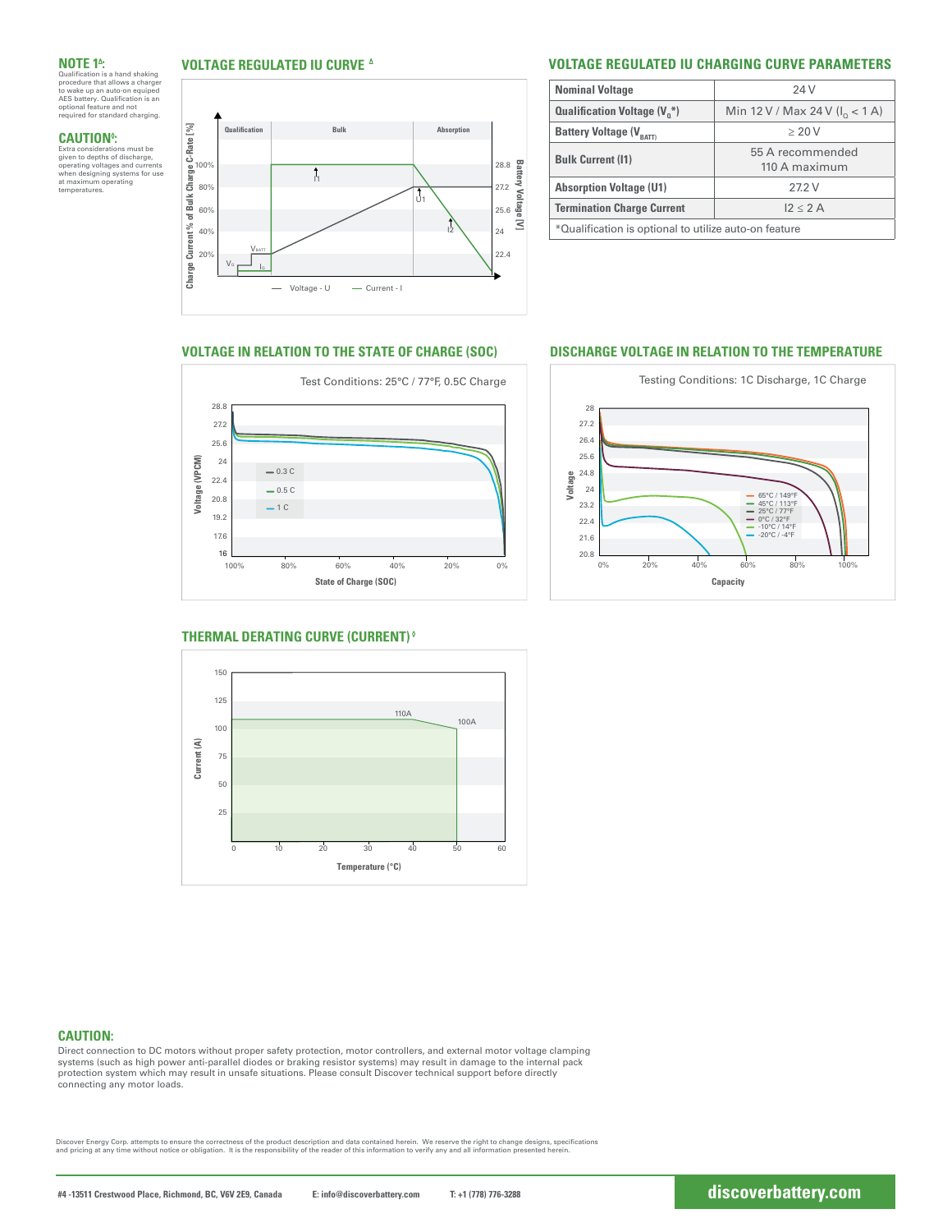**NOTE 1^Δ^:** Qualification is a hand shaking procedure that allows a charger to wake up an auto-on equiped AES battery. Qualification is an optional feature and not required for standard charging.

**CAUTION^◊^:** Extra considerations must be given to depths of discharge, operating voltages and currents when designing systems for use at maximum operating temperatures.

## VOLTAGE REGULATED IU CURVE Δ

Qualification
Bulk
Absorption
Charge Current % of Bulk Charge C-Rate [%]
100%
80%
60%
40%
20%
Battery Voltage [V]
28.8
27.2
25.6
24
22.4
I1
U1
I2
$V_{BATT}$
$V_Q$
$I_Q$
— Voltage - U
— Current - I

## VOLTAGE REGULATED IU CHARGING CURVE PARAMETERS

| | |
|---|---|
| **Nominal Voltage** | 24 V |
| **Qualification Voltage ($V_Q$\*)** | Min 12 V / Max 24 V ($I_Q$ < 1 A) |
| **Battery Voltage ($V_{BATT}$)** | ≥ 20 V |
| **Bulk Current (I1)** | 55 A recommended<br>110 A maximum |
| **Absorption Voltage (U1)** | 27.2 V |
| **Termination Charge Current** | I2 ≤ 2 A |
| \*Qualification is optional to utilize auto-on feature | |

## VOLTAGE IN RELATION TO THE STATE OF CHARGE (SOC)

Test Conditions: 25°C / 77°F, 0.5C Charge
Voltage (VPCM)
28.8
27.2
25.6
24
22.4
20.8
19.2
17.6
16
0.3 C
0.5 C
1 C
100%
80%
60%
40%
20%
0%
State of Charge (SOC)

## DISCHARGE VOLTAGE IN RELATION TO THE TEMPERATURE

Testing Conditions: 1C Discharge, 1C Charge
Voltage
28
27.2
26.4
25.6
24.8
24
23.2
22.4
21.6
20.8
65°C / 149°F
45°C / 113°F
25°C / 77°F
0°C / 32°F
-10°C / 14°F
-20°C / -4°F
0%
20%
40%
60%
80%
100%
Capacity

## THERMAL DERATING CURVE (CURRENT) ◊

Current (A)
150
125
100
75
50
25
110A
100A
0
10
20
30
40
50
60
Temperature (°C)

## CAUTION:

Direct connection to DC motors without proper safety protection, motor controllers, and external motor voltage clamping systems (such as high power anti-parallel diodes or braking resistor systems) may result in damage to the internal pack protection system which may result in unsafe situations. Please consult Discover technical support before directly connecting any motor loads.

Discover Energy Corp. attempts to ensure the correctness of the product description and data contained herein. We reserve the right to change designs, specifications and pricing at any time without notice or obligation. It is the responsibility of the reader of this information to verify any and all information presented herein.

#4 -13511 Crestwood Place, Richmond, BC, V6V 2E9, Canada E: info@discoverbattery.com T: +1 (778) 776-3288 **discoverbattery.com**